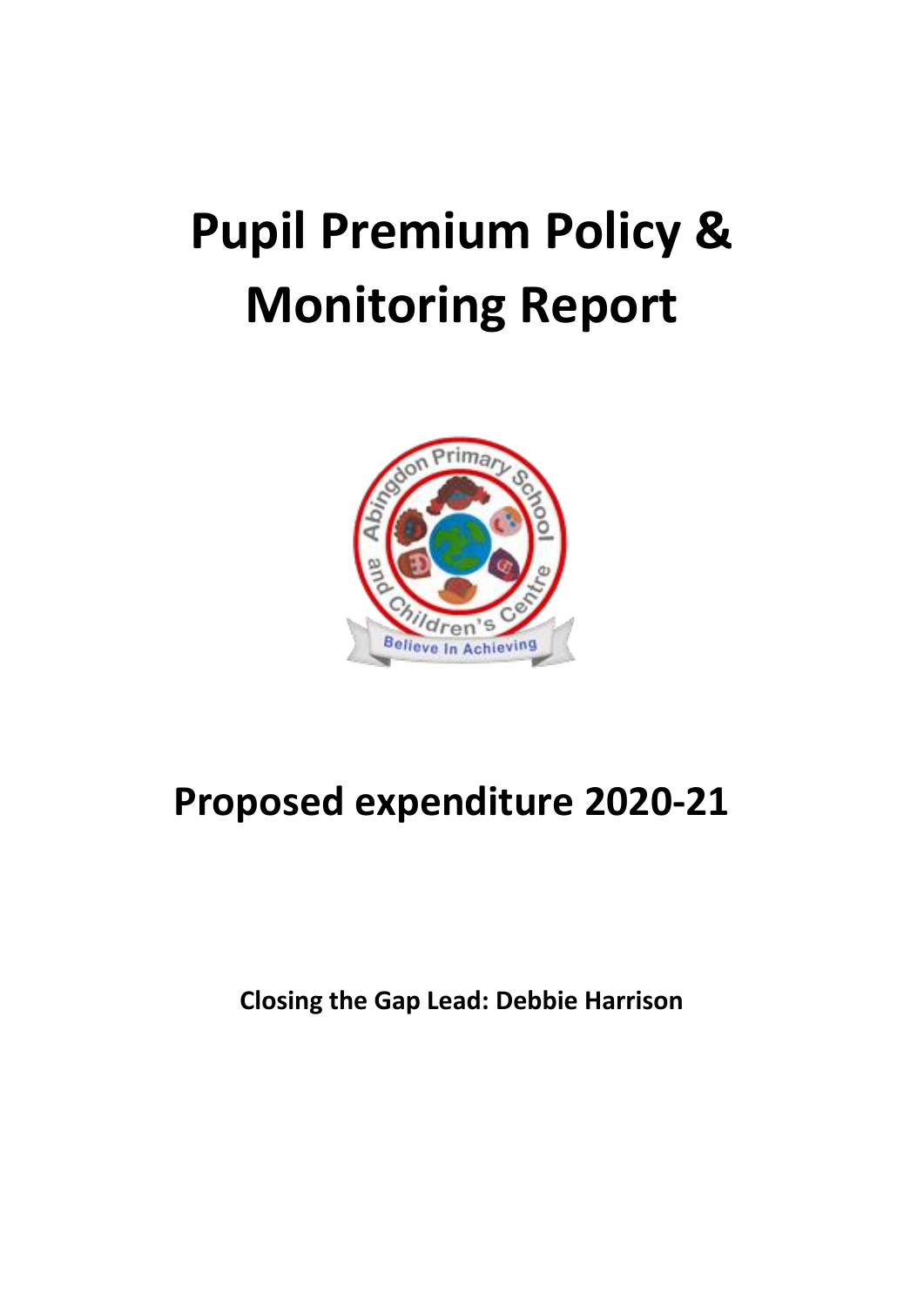# Pupil Premium Policy & Monitoring Report

## Proposed expenditure 2020-21

**Closing the Gap Lead: Debbie Harrison**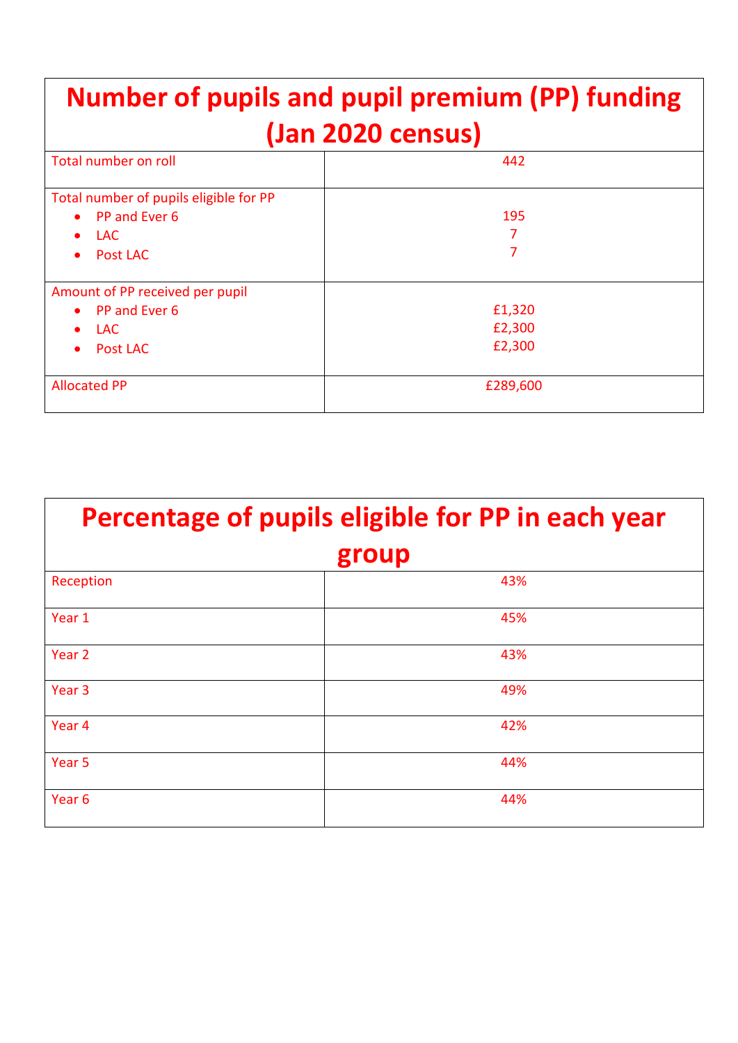| Number of pupils and pupil premium (PP) funding (Jan 2020 census) | |
|---|---|
| Total number on roll | 442 |
| Total number of pupils eligible for PP<br>• PP and Ever 6<br>• LAC<br>• Post LAC | <br>195<br>7<br>7 |
| Amount of PP received per pupil<br>• PP and Ever 6<br>• LAC<br>• Post LAC | <br>£1,320<br>£2,300<br>£2,300 |
| Allocated PP | £289,600 |

| Percentage of pupils eligible for PP in each year group | |
|---|---|
| Reception | 43% |
| Year 1 | 45% |
| Year 2 | 43% |
| Year 3 | 49% |
| Year 4 | 42% |
| Year 5 | 44% |
| Year 6 | 44% |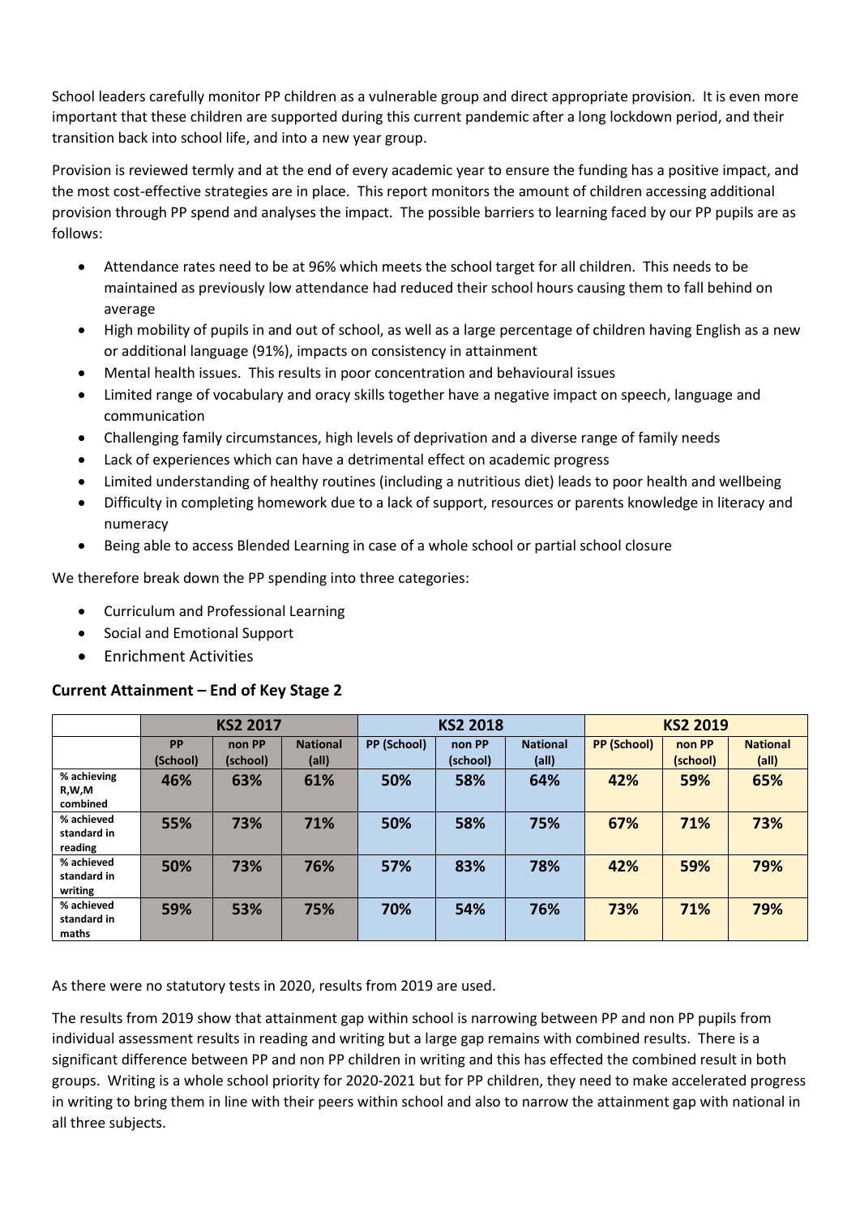School leaders carefully monitor PP children as a vulnerable group and direct appropriate provision. It is even more important that these children are supported during this current pandemic after a long lockdown period, and their transition back into school life, and into a new year group.

Provision is reviewed termly and at the end of every academic year to ensure the funding has a positive impact, and the most cost-effective strategies are in place. This report monitors the amount of children accessing additional provision through PP spend and analyses the impact. The possible barriers to learning faced by our PP pupils are as follows:

- Attendance rates need to be at 96% which meets the school target for all children. This needs to be maintained as previously low attendance had reduced their school hours causing them to fall behind on average
- High mobility of pupils in and out of school, as well as a large percentage of children having English as a new or additional language (91%), impacts on consistency in attainment
- Mental health issues. This results in poor concentration and behavioural issues
- Limited range of vocabulary and oracy skills together have a negative impact on speech, language and communication
- Challenging family circumstances, high levels of deprivation and a diverse range of family needs
- Lack of experiences which can have a detrimental effect on academic progress
- Limited understanding of healthy routines (including a nutritious diet) leads to poor health and wellbeing
- Difficulty in completing homework due to a lack of support, resources or parents knowledge in literacy and numeracy
- Being able to access Blended Learning in case of a whole school or partial school closure

We therefore break down the PP spending into three categories:

- Curriculum and Professional Learning
- Social and Emotional Support
- Enrichment Activities

### Current Attainment – End of Key Stage 2

| | KS2 2017 | | | KS2 2018 | | | KS2 2019 | | |
|---|---|---|---|---|---|---|---|---|---|
| | PP (School) | non PP (school) | National (all) | PP (School) | non PP (school) | National (all) | PP (School) | non PP (school) | National (all) |
| % achieving R,W,M combined | 46% | 63% | 61% | 50% | 58% | 64% | 42% | 59% | 65% |
| % achieved standard in reading | 55% | 73% | 71% | 50% | 58% | 75% | 67% | 71% | 73% |
| % achieved standard in writing | 50% | 73% | 76% | 57% | 83% | 78% | 42% | 59% | 79% |
| % achieved standard in maths | 59% | 53% | 75% | 70% | 54% | 76% | 73% | 71% | 79% |

As there were no statutory tests in 2020, results from 2019 are used.

The results from 2019 show that attainment gap within school is narrowing between PP and non PP pupils from individual assessment results in reading and writing but a large gap remains with combined results. There is a significant difference between PP and non PP children in writing and this has effected the combined result in both groups. Writing is a whole school priority for 2020-2021 but for PP children, they need to make accelerated progress in writing to bring them in line with their peers within school and also to narrow the attainment gap with national in all three subjects.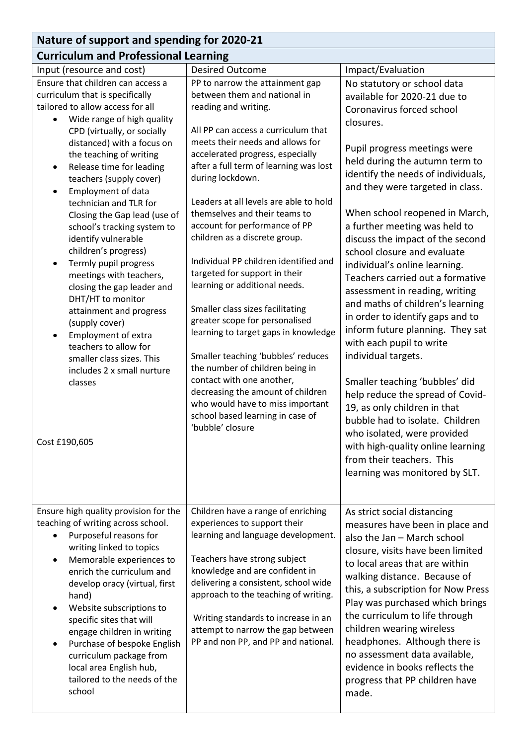## Nature of support and spending for 2020-21

### Curriculum and Professional Learning

| Input (resource and cost) | Desired Outcome | Impact/Evaluation |
|---|---|---|
| Ensure that children can access a curriculum that is specifically tailored to allow access for all<br>• Wide range of high quality CPD (virtually, or socially distanced) with a focus on the teaching of writing<br>• Release time for leading teachers (supply cover)<br>• Employment of data technician and TLR for Closing the Gap lead (use of school's tracking system to identify vulnerable children's progress)<br>• Termly pupil progress meetings with teachers, closing the gap leader and DHT/HT to monitor attainment and progress (supply cover)<br>• Employment of extra teachers to allow for smaller class sizes. This includes 2 x small nurture classes<br><br>Cost £190,605 | PP to narrow the attainment gap between them and national in reading and writing.<br><br>All PP can access a curriculum that meets their needs and allows for accelerated progress, especially after a full term of learning was lost during lockdown.<br><br>Leaders at all levels are able to hold themselves and their teams to account for performance of PP children as a discrete group.<br><br>Individual PP children identified and targeted for support in their learning or additional needs.<br><br>Smaller class sizes facilitating greater scope for personalised learning to target gaps in knowledge<br><br>Smaller teaching 'bubbles' reduces the number of children being in contact with one another, decreasing the amount of children who would have to miss important school based learning in case of 'bubble' closure | No statutory or school data available for 2020-21 due to Coronavirus forced school closures.<br><br>Pupil progress meetings were held during the autumn term to identify the needs of individuals, and they were targeted in class.<br><br>When school reopened in March, a further meeting was held to discuss the impact of the second school closure and evaluate individual's online learning. Teachers carried out a formative assessment in reading, writing and maths of children's learning in order to identify gaps and to inform future planning. They sat with each pupil to write individual targets.<br><br>Smaller teaching 'bubbles' did help reduce the spread of Covid-19, as only children in that bubble had to isolate. Children who isolated, were provided with high-quality online learning from their teachers. This learning was monitored by SLT. |
| Ensure high quality provision for the teaching of writing across school.<br>• Purposeful reasons for writing linked to topics<br>• Memorable experiences to enrich the curriculum and develop oracy (virtual, first hand)<br>• Website subscriptions to specific sites that will engage children in writing<br>• Purchase of bespoke English curriculum package from local area English hub, tailored to the needs of the school | Children have a range of enriching experiences to support their learning and language development.<br><br>Teachers have strong subject knowledge and are confident in delivering a consistent, school wide approach to the teaching of writing.<br><br>Writing standards to increase in an attempt to narrow the gap between PP and non PP, and PP and national. | As strict social distancing measures have been in place and also the Jan – March school closure, visits have been limited to local areas that are within walking distance. Because of this, a subscription for Now Press Play was purchased which brings the curriculum to life through children wearing wireless headphones. Although there is no assessment data available, evidence in books reflects the progress that PP children have made. |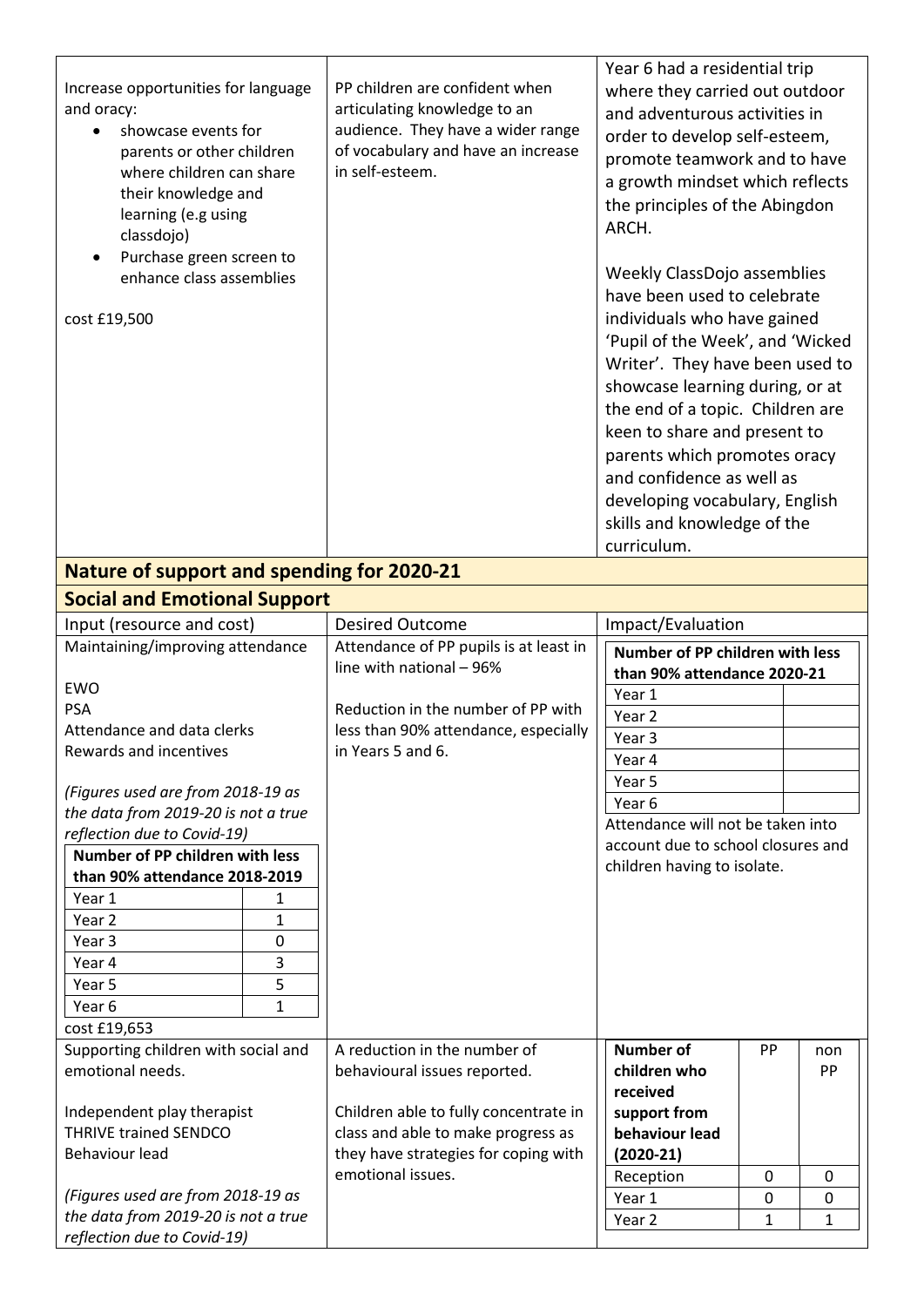| | | |
|---|---|---|
| Increase opportunities for language and oracy:<br>• showcase events for parents or other children where children can share their knowledge and learning (e.g using classdojo)<br>• Purchase green screen to enhance class assemblies<br><br>cost £19,500 | PP children are confident when articulating knowledge to an audience. They have a wider range of vocabulary and have an increase in self-esteem. | Year 6 had a residential trip where they carried out outdoor and adventurous activities in order to develop self-esteem, promote teamwork and to have a growth mindset which reflects the principles of the Abingdon ARCH.<br><br>Weekly ClassDojo assemblies have been used to celebrate individuals who have gained 'Pupil of the Week', and 'Wicked Writer'. They have been used to showcase learning during, or at the end of a topic. Children are keen to share and present to parents which promotes oracy and confidence as well as developing vocabulary, English skills and knowledge of the curriculum. |

## Nature of support and spending for 2020-21

## Social and Emotional Support

| Input (resource and cost) | Desired Outcome | Impact/Evaluation |
|---|---|---|
| Maintaining/improving attendance<br><br>EWO<br>PSA<br>Attendance and data clerks<br>Rewards and incentives<br><br>*(Figures used are from 2018-19 as the data from 2019-20 is not a true reflection due to Covid-19)*<br><br>**Number of PP children with less than 90% attendance 2018-2019**<br>Year 1: 1<br>Year 2: 1<br>Year 3: 0<br>Year 4: 3<br>Year 5: 5<br>Year 6: 1<br><br>cost £19,653 | Attendance of PP pupils is at least in line with national – 96%<br><br>Reduction in the number of PP with less than 90% attendance, especially in Years 5 and 6. | **Number of PP children with less than 90% attendance 2020-21**<br>Year 1:<br>Year 2:<br>Year 3:<br>Year 4:<br>Year 5:<br>Year 6:<br><br>Attendance will not be taken into account due to school closures and children having to isolate. |
| Supporting children with social and emotional needs.<br><br>Independent play therapist<br>THRIVE trained SENDCO<br>Behaviour lead<br><br>*(Figures used are from 2018-19 as the data from 2019-20 is not a true reflection due to Covid-19)* | A reduction in the number of behavioural issues reported.<br><br>Children able to fully concentrate in class and able to make progress as they have strategies for coping with emotional issues. | **Number of children who received support from behaviour lead (2020-21)** – PP / non PP<br>Reception: 0 / 0<br>Year 1: 0 / 0<br>Year 2: 1 / 1 |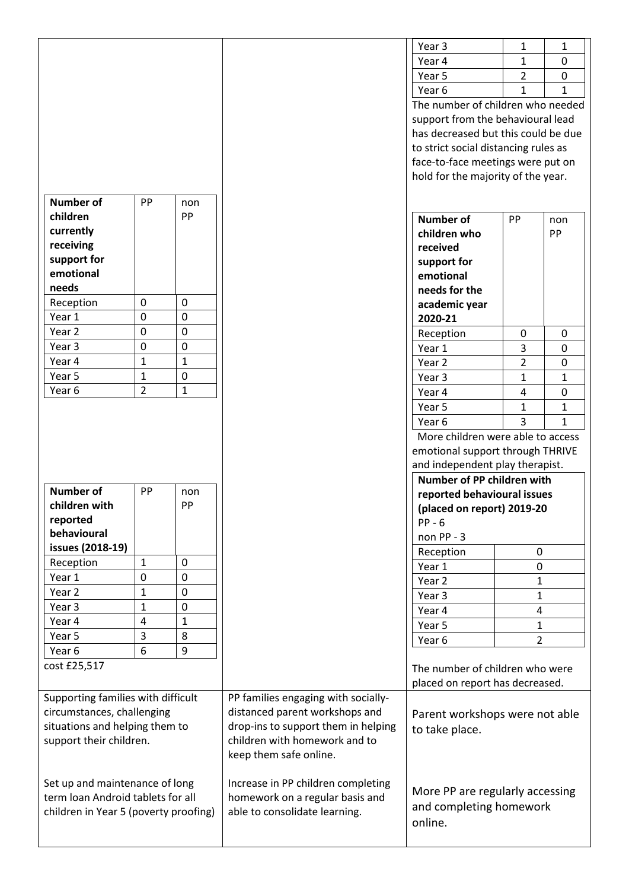| Year 3 | 1 | 1 |
|---|---|---|
| Year 4 | 1 | 0 |
| Year 5 | 2 | 0 |
| Year 6 | 1 | 1 |

The number of children who needed support from the behavioural lead has decreased but this could be due to strict social distancing rules as face-to-face meetings were put on hold for the majority of the year.

| Number of children currently receiving support for emotional needs | PP | non PP |
|---|---|---|
| Reception | 0 | 0 |
| Year 1 | 0 | 0 |
| Year 2 | 0 | 0 |
| Year 3 | 0 | 0 |
| Year 4 | 1 | 1 |
| Year 5 | 1 | 0 |
| Year 6 | 2 | 1 |

| Number of children who received support for emotional needs for the academic year 2020-21 | PP | non PP |
|---|---|---|
| Reception | 0 | 0 |
| Year 1 | 3 | 0 |
| Year 2 | 2 | 0 |
| Year 3 | 1 | 1 |
| Year 4 | 4 | 0 |
| Year 5 | 1 | 1 |
| Year 6 | 3 | 1 |

More children were able to access emotional support through THRIVE and independent play therapist.

| Number of children with reported behavioural issues (2018-19) | PP | non PP |
|---|---|---|
| Reception | 1 | 0 |
| Year 1 | 0 | 0 |
| Year 2 | 1 | 0 |
| Year 3 | 1 | 0 |
| Year 4 | 4 | 1 |
| Year 5 | 3 | 8 |
| Year 6 | 6 | 9 |

cost £25,517

**Number of PP children with reported behavioural issues (placed on report) 2019-20**
PP - 6
non PP - 3

| Year | Number |
|---|---|
| Reception | 0 |
| Year 1 | 0 |
| Year 2 | 1 |
| Year 3 | 1 |
| Year 4 | 4 |
| Year 5 | 1 |
| Year 6 | 2 |

The number of children who were placed on report has decreased.

| | | |
|---|---|---|
| Supporting families with difficult circumstances, challenging situations and helping them to support their children. | PP families engaging with socially-distanced parent workshops and drop-ins to support them in helping children with homework and to keep them safe online. | Parent workshops were not able to take place. |
| Set up and maintenance of long term loan Android tablets for all children in Year 5 (poverty proofing) | Increase in PP children completing homework on a regular basis and able to consolidate learning. | More PP are regularly accessing and completing homework online. |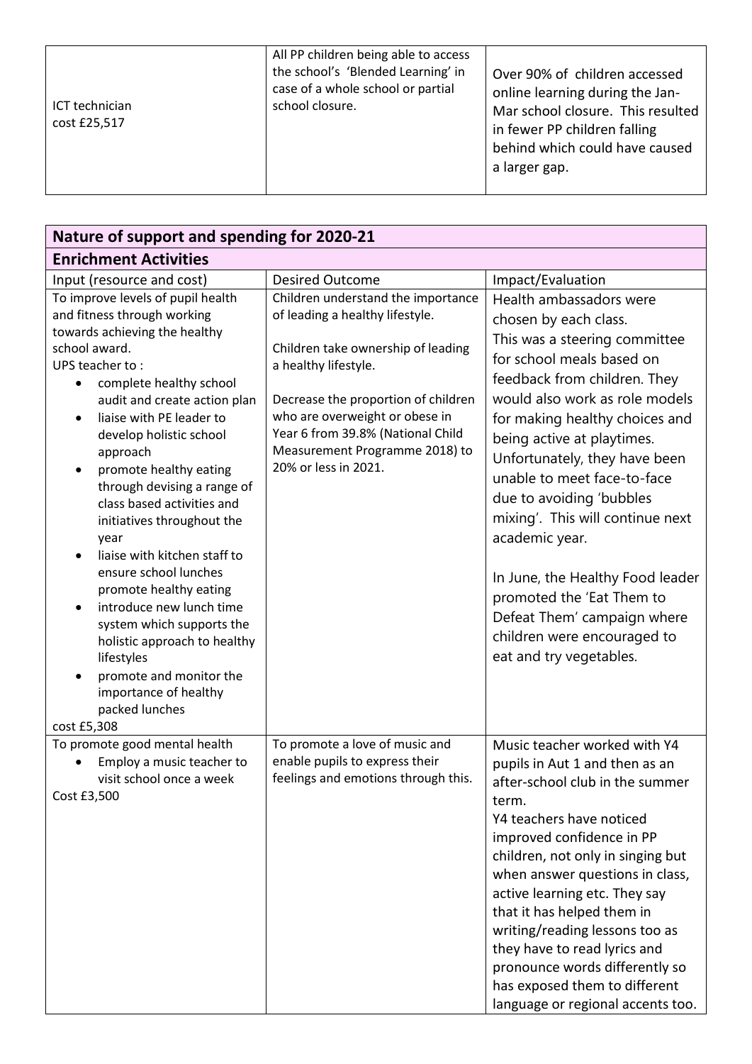| | | |
|---|---|---|
| ICT technician<br>cost £25,517 | All PP children being able to access the school's 'Blended Learning' in case of a whole school or partial school closure. | Over 90% of children accessed online learning during the Jan-Mar school closure. This resulted in fewer PP children falling behind which could have caused a larger gap. |

| Nature of support and spending for 2020-21 | | |
|---|---|---|
| **Enrichment Activities** | | |
| Input (resource and cost) | Desired Outcome | Impact/Evaluation |
| To improve levels of pupil health and fitness through working towards achieving the healthy school award.<br>UPS teacher to :<br>• complete healthy school audit and create action plan<br>• liaise with PE leader to develop holistic school approach<br>• promote healthy eating through devising a range of class based activities and initiatives throughout the year<br>• liaise with kitchen staff to ensure school lunches promote healthy eating<br>• introduce new lunch time system which supports the holistic approach to healthy lifestyles<br>• promote and monitor the importance of healthy packed lunches<br>cost £5,308 | Children understand the importance of leading a healthy lifestyle.<br><br>Children take ownership of leading a healthy lifestyle.<br><br>Decrease the proportion of children who are overweight or obese in Year 6 from 39.8% (National Child Measurement Programme 2018) to 20% or less in 2021. | Health ambassadors were chosen by each class.<br>This was a steering committee for school meals based on feedback from children. They would also work as role models for making healthy choices and being active at playtimes. Unfortunately, they have been unable to meet face-to-face due to avoiding 'bubbles mixing'. This will continue next academic year.<br><br>In June, the Healthy Food leader promoted the 'Eat Them to Defeat Them' campaign where children were encouraged to eat and try vegetables. |
| To promote good mental health<br>• Employ a music teacher to visit school once a week<br>Cost £3,500 | To promote a love of music and enable pupils to express their feelings and emotions through this. | Music teacher worked with Y4 pupils in Aut 1 and then as an after-school club in the summer term.<br>Y4 teachers have noticed improved confidence in PP children, not only in singing but when answer questions in class, active learning etc. They say that it has helped them in writing/reading lessons too as they have to read lyrics and pronounce words differently so has exposed them to different language or regional accents too. |